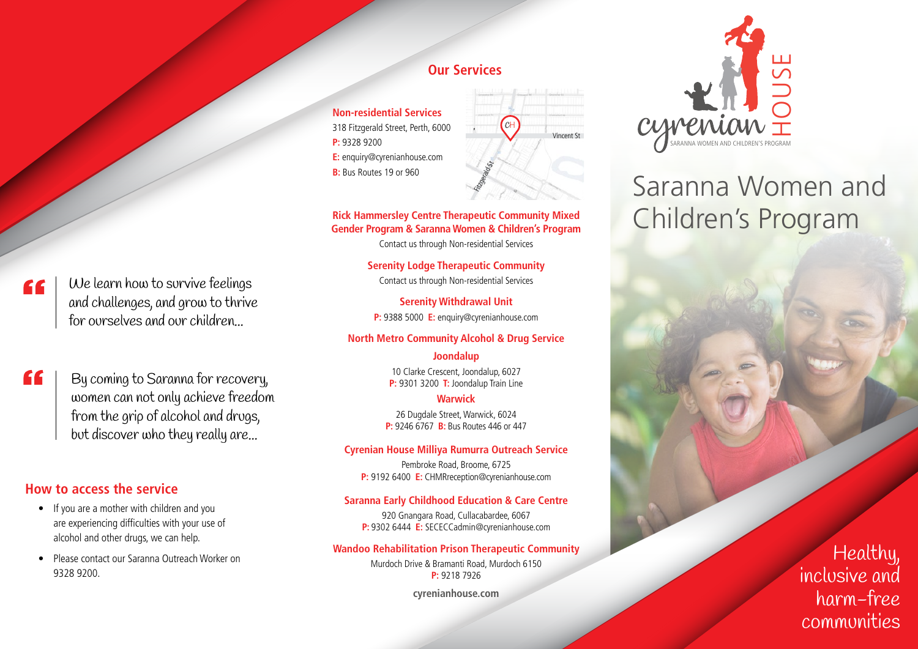> We learn how to survive feelings and challenges, and grow to thrive for ourselves and our children...

> By coming to Saranna for recovery, women can not only achieve freedom from the grip of alcohol and drugs, but discover who they really are...

## How to access the service

- If you are a mother with children and you are experiencing difficulties with your use of alcohol and other drugs, we can help.
- Please contact our Saranna Outreach Worker on 9328 9200.

## Our Services

### Non-residential Services

318 Fitzgerald Street, Perth, 6000
**P:** 9328 9200
**E:** enquiry@cyrenianhouse.com
**B:** Bus Routes 19 or 960

### Rick Hammersley Centre Therapeutic Community Mixed Gender Program & Saranna Women & Children's Program

Contact us through Non-residential Services

### Serenity Lodge Therapeutic Community

Contact us through Non-residential Services

### Serenity Withdrawal Unit

**P:** 9388 5000 **E:** enquiry@cyrenianhouse.com

### North Metro Community Alcohol & Drug Service

**Joondalup**

10 Clarke Crescent, Joondalup, 6027
**P:** 9301 3200 **T:** Joondalup Train Line

**Warwick**

26 Dugdale Street, Warwick, 6024
**P:** 9246 6767 **B:** Bus Routes 446 or 447

### Cyrenian House Milliya Rumurra Outreach Service

Pembroke Road, Broome, 6725
**P:** 9192 6400 **E:** CHMRreception@cyrenianhouse.com

### Saranna Early Childhood Education & Care Centre

920 Gnangara Road, Cullacabardee, 6067
**P:** 9302 6444 **E:** SECECCadmin@cyrenianhouse.com

### Wandoo Rehabilitation Prison Therapeutic Community

Murdoch Drive & Bramanti Road, Murdoch 6150
**P:** 9218 7926

**cyrenianhouse.com**

cyrenian HOUSE
SARANNA WOMEN AND CHILDREN'S PROGRAM

# Saranna Women and Children's Program

Healthy, inclusive and harm-free communities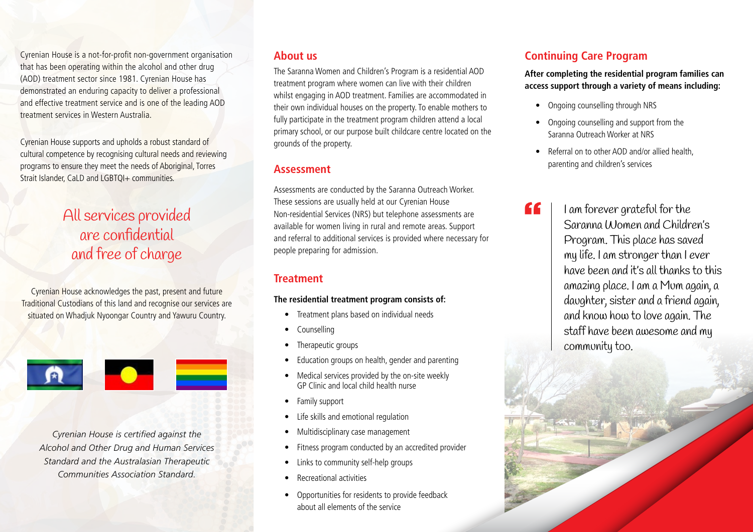Cyrenian House is a not-for-profit non-government organisation that has been operating within the alcohol and other drug (AOD) treatment sector since 1981. Cyrenian House has demonstrated an enduring capacity to deliver a professional and effective treatment service and is one of the leading AOD treatment services in Western Australia.

Cyrenian House supports and upholds a robust standard of cultural competence by recognising cultural needs and reviewing programs to ensure they meet the needs of Aboriginal, Torres Strait Islander, CaLD and LGBTQI+ communities.

All services provided are confidential and free of charge

Cyrenian House acknowledges the past, present and future Traditional Custodians of this land and recognise our services are situated on Whadjuk Nyoongar Country and Yawuru Country.

*Cyrenian House is certified against the Alcohol and Other Drug and Human Services Standard and the Australasian Therapeutic Communities Association Standard.*

## About us

The Saranna Women and Children's Program is a residential AOD treatment program where women can live with their children whilst engaging in AOD treatment. Families are accommodated in their own individual houses on the property. To enable mothers to fully participate in the treatment program children attend a local primary school, or our purpose built childcare centre located on the grounds of the property.

## Assessment

Assessments are conducted by the Saranna Outreach Worker. These sessions are usually held at our Cyrenian House Non-residential Services (NRS) but telephone assessments are available for women living in rural and remote areas. Support and referral to additional services is provided where necessary for people preparing for admission.

## Treatment

**The residential treatment program consists of:**

- Treatment plans based on individual needs
- Counselling
- Therapeutic groups
- Education groups on health, gender and parenting
- Medical services provided by the on-site weekly GP Clinic and local child health nurse
- Family support
- Life skills and emotional regulation
- Multidisciplinary case management
- Fitness program conducted by an accredited provider
- Links to community self-help groups
- Recreational activities
- Opportunities for residents to provide feedback about all elements of the service

## Continuing Care Program

**After completing the residential program families can access support through a variety of means including:**

- Ongoing counselling through NRS
- Ongoing counselling and support from the Saranna Outreach Worker at NRS
- Referral on to other AOD and/or allied health, parenting and children's services

> I am forever grateful for the Saranna Women and Children's Program. This place has saved my life. I am stronger than I ever have been and it's all thanks to this amazing place. I am a Mum again, a daughter, sister and a friend again, and know how to love again. The staff have been awesome and my community too.